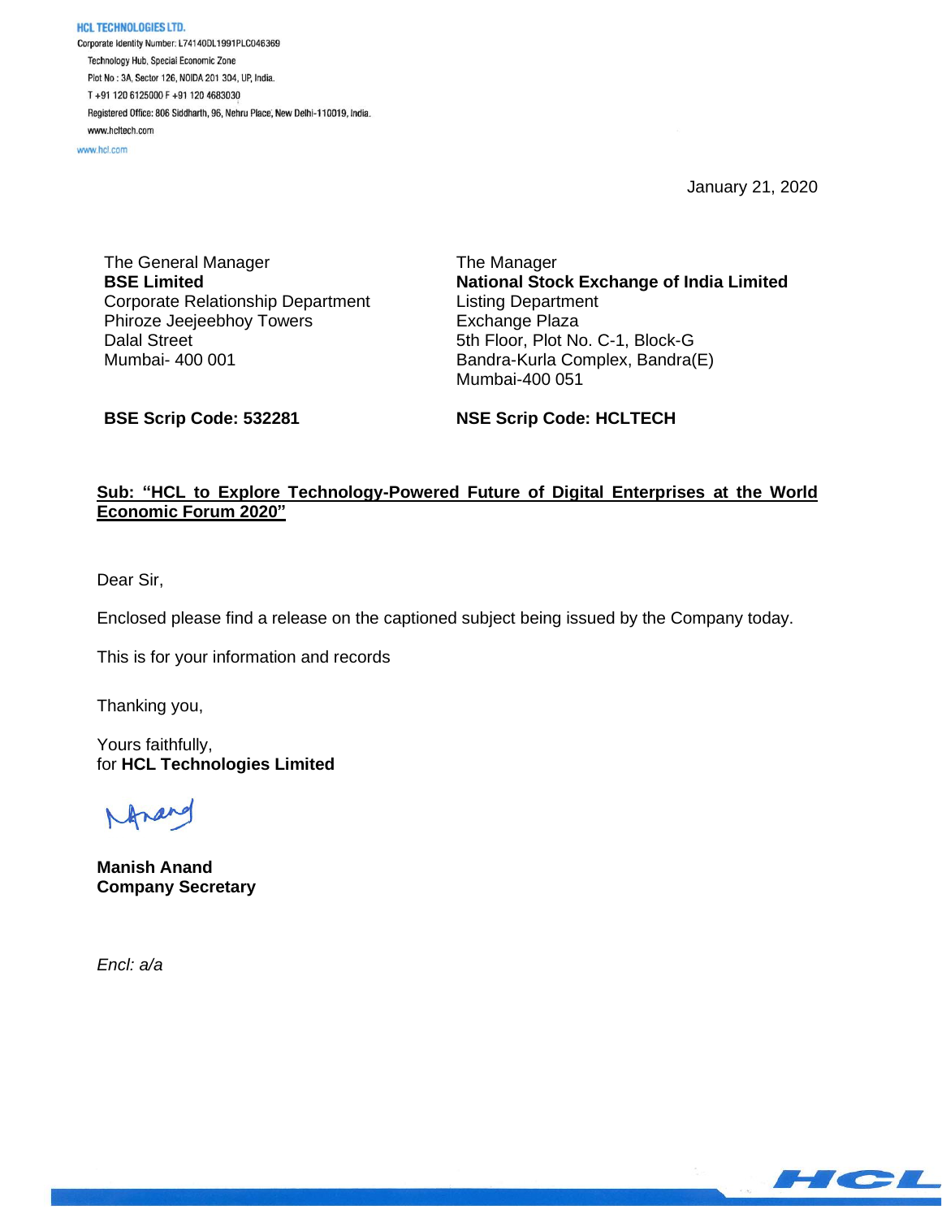**HCL TECHNOLOGIES LTD.**
Corporate Identity Number: L74140DL1991PLC046369
Technology Hub, Special Economic Zone
Plot No : 3A, Sector 126, NOIDA 201 304, UP, India.
T +91 120 6125000 F +91 120 4683030
Registered Office: 806 Siddharth, 96, Nehru Place, New Delhi-110019, India.
www.hcltech.com
www.hcl.com

January 21, 2020

The General Manager
**BSE Limited**
Corporate Relationship Department
Phiroze Jeejeebhoy Towers
Dalal Street
Mumbai- 400 001

**BSE Scrip Code: 532281**

The Manager
**National Stock Exchange of India Limited**
Listing Department
Exchange Plaza
5th Floor, Plot No. C-1, Block-G
Bandra-Kurla Complex, Bandra(E)
Mumbai-400 051

**NSE Scrip Code: HCLTECH**

**Sub: "HCL to Explore Technology-Powered Future of Digital Enterprises at the World Economic Forum 2020"**

Dear Sir,

Enclosed please find a release on the captioned subject being issued by the Company today.

This is for your information and records

Thanking you,

Yours faithfully,
for **HCL Technologies Limited**

**Manish Anand**
**Company Secretary**

*Encl: a/a*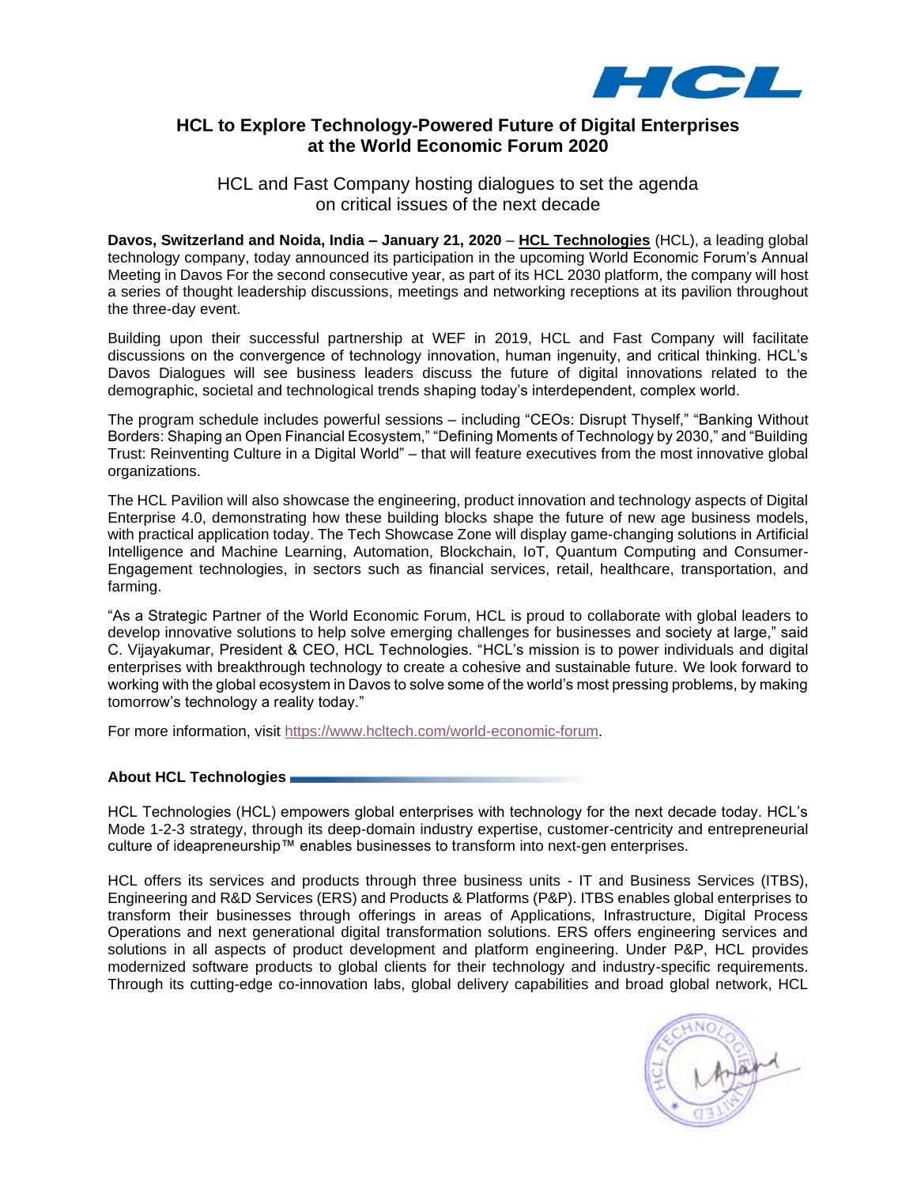# HCL to Explore Technology-Powered Future of Digital Enterprises at the World Economic Forum 2020

## HCL and Fast Company hosting dialogues to set the agenda on critical issues of the next decade

**Davos, Switzerland and Noida, India – January 21, 2020** – **HCL Technologies** (HCL), a leading global technology company, today announced its participation in the upcoming World Economic Forum's Annual Meeting in Davos For the second consecutive year, as part of its HCL 2030 platform, the company will host a series of thought leadership discussions, meetings and networking receptions at its pavilion throughout the three-day event.

Building upon their successful partnership at WEF in 2019, HCL and Fast Company will facilitate discussions on the convergence of technology innovation, human ingenuity, and critical thinking. HCL's Davos Dialogues will see business leaders discuss the future of digital innovations related to the demographic, societal and technological trends shaping today's interdependent, complex world.

The program schedule includes powerful sessions – including "CEOs: Disrupt Thyself," "Banking Without Borders: Shaping an Open Financial Ecosystem," "Defining Moments of Technology by 2030," and "Building Trust: Reinventing Culture in a Digital World" – that will feature executives from the most innovative global organizations.

The HCL Pavilion will also showcase the engineering, product innovation and technology aspects of Digital Enterprise 4.0, demonstrating how these building blocks shape the future of new age business models, with practical application today. The Tech Showcase Zone will display game-changing solutions in Artificial Intelligence and Machine Learning, Automation, Blockchain, IoT, Quantum Computing and Consumer-Engagement technologies, in sectors such as financial services, retail, healthcare, transportation, and farming.

"As a Strategic Partner of the World Economic Forum, HCL is proud to collaborate with global leaders to develop innovative solutions to help solve emerging challenges for businesses and society at large," said C. Vijayakumar, President & CEO, HCL Technologies. "HCL's mission is to power individuals and digital enterprises with breakthrough technology to create a cohesive and sustainable future. We look forward to working with the global ecosystem in Davos to solve some of the world's most pressing problems, by making tomorrow's technology a reality today."

For more information, visit https://www.hcltech.com/world-economic-forum.

**About HCL Technologies**

HCL Technologies (HCL) empowers global enterprises with technology for the next decade today. HCL's Mode 1-2-3 strategy, through its deep-domain industry expertise, customer-centricity and entrepreneurial culture of ideapreneurship™ enables businesses to transform into next-gen enterprises.

HCL offers its services and products through three business units - IT and Business Services (ITBS), Engineering and R&D Services (ERS) and Products & Platforms (P&P). ITBS enables global enterprises to transform their businesses through offerings in areas of Applications, Infrastructure, Digital Process Operations and next generational digital transformation solutions. ERS offers engineering services and solutions in all aspects of product development and platform engineering. Under P&P, HCL provides modernized software products to global clients for their technology and industry-specific requirements. Through its cutting-edge co-innovation labs, global delivery capabilities and broad global network, HCL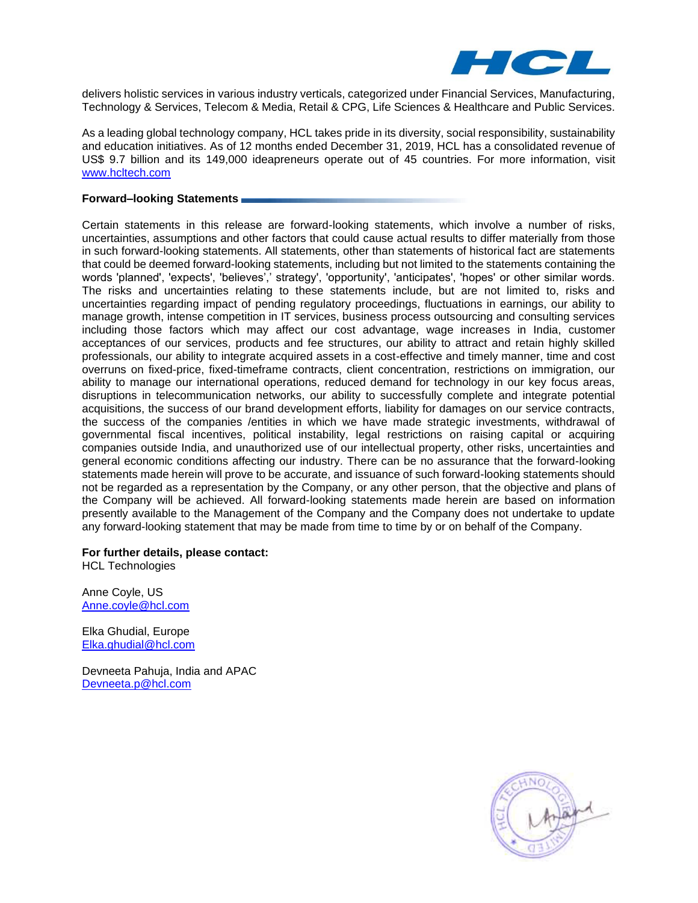delivers holistic services in various industry verticals, categorized under Financial Services, Manufacturing, Technology & Services, Telecom & Media, Retail & CPG, Life Sciences & Healthcare and Public Services.

As a leading global technology company, HCL takes pride in its diversity, social responsibility, sustainability and education initiatives. As of 12 months ended December 31, 2019, HCL has a consolidated revenue of US$ 9.7 billion and its 149,000 ideapreneurs operate out of 45 countries. For more information, visit [www.hcltech.com](http://www.hcltech.com)

**Forward–looking Statements**

Certain statements in this release are forward-looking statements, which involve a number of risks, uncertainties, assumptions and other factors that could cause actual results to differ materially from those in such forward-looking statements. All statements, other than statements of historical fact are statements that could be deemed forward-looking statements, including but not limited to the statements containing the words 'planned', 'expects', 'believes',' strategy', 'opportunity', 'anticipates', 'hopes' or other similar words. The risks and uncertainties relating to these statements include, but are not limited to, risks and uncertainties regarding impact of pending regulatory proceedings, fluctuations in earnings, our ability to manage growth, intense competition in IT services, business process outsourcing and consulting services including those factors which may affect our cost advantage, wage increases in India, customer acceptances of our services, products and fee structures, our ability to attract and retain highly skilled professionals, our ability to integrate acquired assets in a cost-effective and timely manner, time and cost overruns on fixed-price, fixed-timeframe contracts, client concentration, restrictions on immigration, our ability to manage our international operations, reduced demand for technology in our key focus areas, disruptions in telecommunication networks, our ability to successfully complete and integrate potential acquisitions, the success of our brand development efforts, liability for damages on our service contracts, the success of the companies /entities in which we have made strategic investments, withdrawal of governmental fiscal incentives, political instability, legal restrictions on raising capital or acquiring companies outside India, and unauthorized use of our intellectual property, other risks, uncertainties and general economic conditions affecting our industry. There can be no assurance that the forward-looking statements made herein will prove to be accurate, and issuance of such forward-looking statements should not be regarded as a representation by the Company, or any other person, that the objective and plans of the Company will be achieved. All forward-looking statements made herein are based on information presently available to the Management of the Company and the Company does not undertake to update any forward-looking statement that may be made from time to time by or on behalf of the Company.

**For further details, please contact:**
HCL Technologies

Anne Coyle, US
[Anne.coyle@hcl.com](mailto:Anne.coyle@hcl.com)

Elka Ghudial, Europe
[Elka.ghudial@hcl.com](mailto:Elka.ghudial@hcl.com)

Devneeta Pahuja, India and APAC
[Devneeta.p@hcl.com](mailto:Devneeta.p@hcl.com)